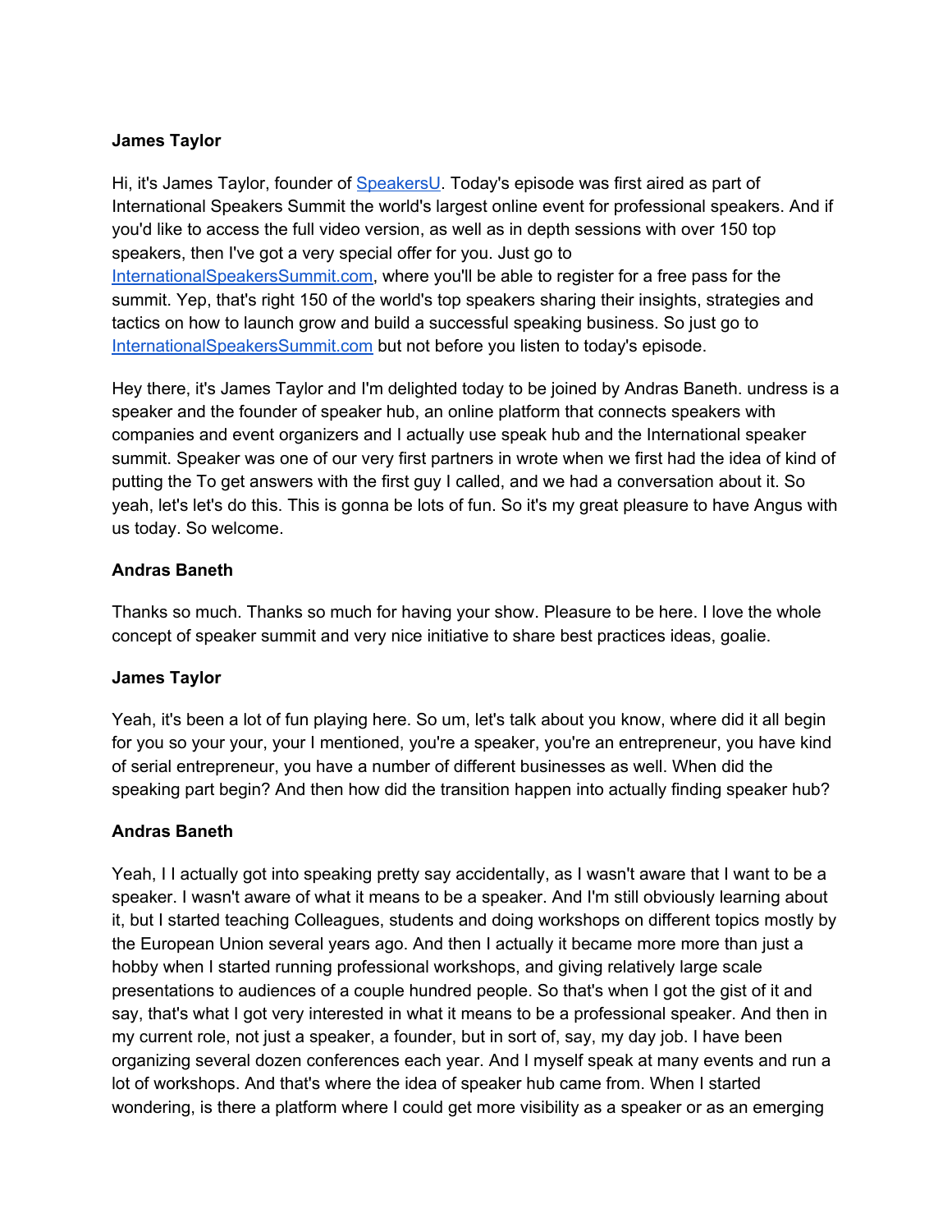**James Taylor**

Hi, it's James Taylor, founder of [SpeakersU](). Today's episode was first aired as part of International Speakers Summit the world's largest online event for professional speakers. And if you'd like to access the full video version, as well as in depth sessions with over 150 top speakers, then I've got a very special offer for you. Just go to [InternationalSpeakersSummit.com](), where you'll be able to register for a free pass for the summit. Yep, that's right 150 of the world's top speakers sharing their insights, strategies and tactics on how to launch grow and build a successful speaking business. So just go to [InternationalSpeakersSummit.com]() but not before you listen to today's episode.

Hey there, it's James Taylor and I'm delighted today to be joined by Andras Baneth. undress is a speaker and the founder of speaker hub, an online platform that connects speakers with companies and event organizers and I actually use speak hub and the International speaker summit. Speaker was one of our very first partners in wrote when we first had the idea of kind of putting the To get answers with the first guy I called, and we had a conversation about it. So yeah, let's let's do this. This is gonna be lots of fun. So it's my great pleasure to have Angus with us today. So welcome.

**Andras Baneth**

Thanks so much. Thanks so much for having your show. Pleasure to be here. I love the whole concept of speaker summit and very nice initiative to share best practices ideas, goalie.

**James Taylor**

Yeah, it's been a lot of fun playing here. So um, let's talk about you know, where did it all begin for you so your your, your I mentioned, you're a speaker, you're an entrepreneur, you have kind of serial entrepreneur, you have a number of different businesses as well. When did the speaking part begin? And then how did the transition happen into actually finding speaker hub?

**Andras Baneth**

Yeah, I I actually got into speaking pretty say accidentally, as I wasn't aware that I want to be a speaker. I wasn't aware of what it means to be a speaker. And I'm still obviously learning about it, but I started teaching Colleagues, students and doing workshops on different topics mostly by the European Union several years ago. And then I actually it became more more than just a hobby when I started running professional workshops, and giving relatively large scale presentations to audiences of a couple hundred people. So that's when I got the gist of it and say, that's what I got very interested in what it means to be a professional speaker. And then in my current role, not just a speaker, a founder, but in sort of, say, my day job. I have been organizing several dozen conferences each year. And I myself speak at many events and run a lot of workshops. And that's where the idea of speaker hub came from. When I started wondering, is there a platform where I could get more visibility as a speaker or as an emerging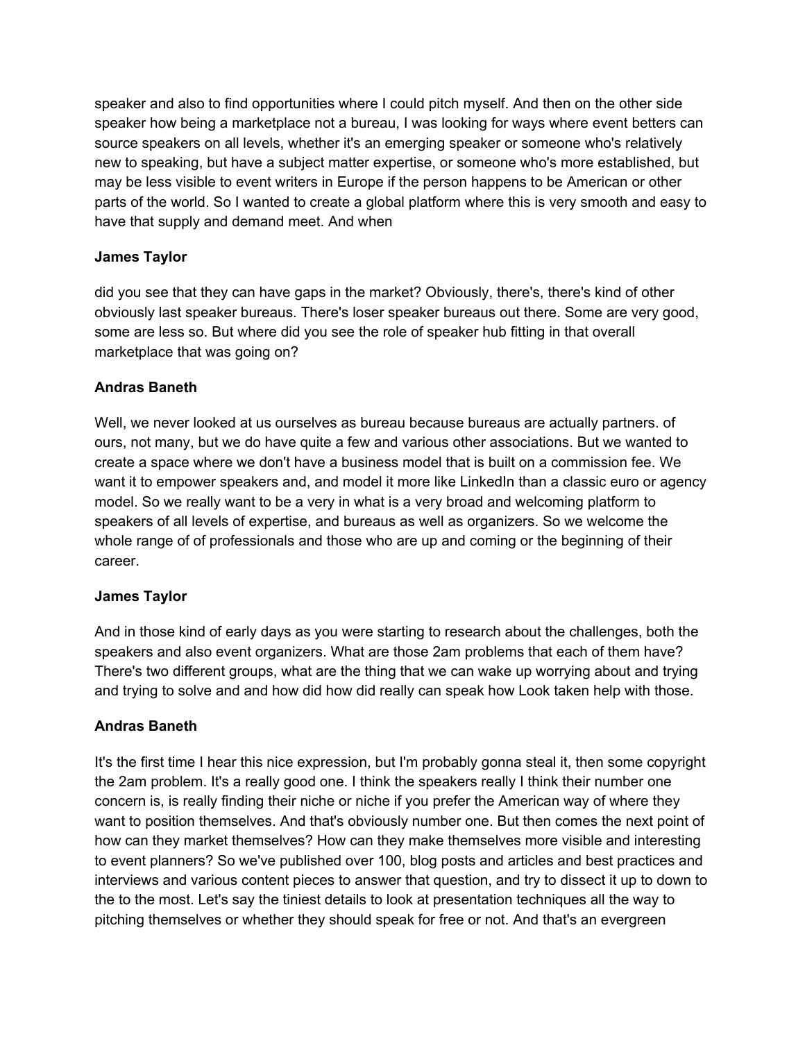speaker and also to find opportunities where I could pitch myself. And then on the other side speaker how being a marketplace not a bureau, I was looking for ways where event betters can source speakers on all levels, whether it's an emerging speaker or someone who's relatively new to speaking, but have a subject matter expertise, or someone who's more established, but may be less visible to event writers in Europe if the person happens to be American or other parts of the world. So I wanted to create a global platform where this is very smooth and easy to have that supply and demand meet. And when

**James Taylor**

did you see that they can have gaps in the market? Obviously, there's, there's kind of other obviously last speaker bureaus. There's loser speaker bureaus out there. Some are very good, some are less so. But where did you see the role of speaker hub fitting in that overall marketplace that was going on?

**Andras Baneth**

Well, we never looked at us ourselves as bureau because bureaus are actually partners. of ours, not many, but we do have quite a few and various other associations. But we wanted to create a space where we don't have a business model that is built on a commission fee. We want it to empower speakers and, and model it more like LinkedIn than a classic euro or agency model. So we really want to be a very in what is a very broad and welcoming platform to speakers of all levels of expertise, and bureaus as well as organizers. So we welcome the whole range of of professionals and those who are up and coming or the beginning of their career.

**James Taylor**

And in those kind of early days as you were starting to research about the challenges, both the speakers and also event organizers. What are those 2am problems that each of them have? There's two different groups, what are the thing that we can wake up worrying about and trying and trying to solve and and how did how did really can speak how Look taken help with those.

**Andras Baneth**

It's the first time I hear this nice expression, but I'm probably gonna steal it, then some copyright the 2am problem. It's a really good one. I think the speakers really I think their number one concern is, is really finding their niche or niche if you prefer the American way of where they want to position themselves. And that's obviously number one. But then comes the next point of how can they market themselves? How can they make themselves more visible and interesting to event planners? So we've published over 100, blog posts and articles and best practices and interviews and various content pieces to answer that question, and try to dissect it up to down to the to the most. Let's say the tiniest details to look at presentation techniques all the way to pitching themselves or whether they should speak for free or not. And that's an evergreen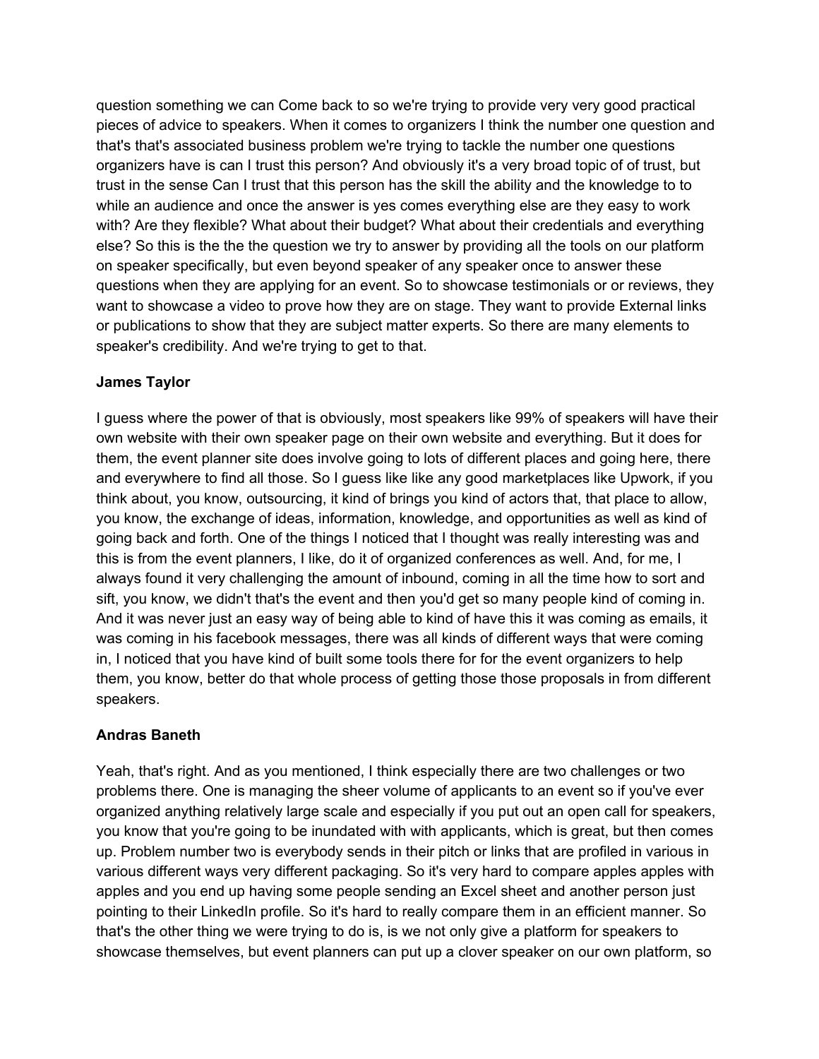question something we can Come back to so we're trying to provide very very good practical pieces of advice to speakers. When it comes to organizers I think the number one question and that's that's associated business problem we're trying to tackle the number one questions organizers have is can I trust this person? And obviously it's a very broad topic of of trust, but trust in the sense Can I trust that this person has the skill the ability and the knowledge to to while an audience and once the answer is yes comes everything else are they easy to work with? Are they flexible? What about their budget? What about their credentials and everything else? So this is the the the question we try to answer by providing all the tools on our platform on speaker specifically, but even beyond speaker of any speaker once to answer these questions when they are applying for an event. So to showcase testimonials or or reviews, they want to showcase a video to prove how they are on stage. They want to provide External links or publications to show that they are subject matter experts. So there are many elements to speaker's credibility. And we're trying to get to that.

**James Taylor**

I guess where the power of that is obviously, most speakers like 99% of speakers will have their own website with their own speaker page on their own website and everything. But it does for them, the event planner site does involve going to lots of different places and going here, there and everywhere to find all those. So I guess like like any good marketplaces like Upwork, if you think about, you know, outsourcing, it kind of brings you kind of actors that, that place to allow, you know, the exchange of ideas, information, knowledge, and opportunities as well as kind of going back and forth. One of the things I noticed that I thought was really interesting was and this is from the event planners, I like, do it of organized conferences as well. And, for me, I always found it very challenging the amount of inbound, coming in all the time how to sort and sift, you know, we didn't that's the event and then you'd get so many people kind of coming in. And it was never just an easy way of being able to kind of have this it was coming as emails, it was coming in his facebook messages, there was all kinds of different ways that were coming in, I noticed that you have kind of built some tools there for for the event organizers to help them, you know, better do that whole process of getting those those proposals in from different speakers.

**Andras Baneth**

Yeah, that's right. And as you mentioned, I think especially there are two challenges or two problems there. One is managing the sheer volume of applicants to an event so if you've ever organized anything relatively large scale and especially if you put out an open call for speakers, you know that you're going to be inundated with with applicants, which is great, but then comes up. Problem number two is everybody sends in their pitch or links that are profiled in various in various different ways very different packaging. So it's very hard to compare apples apples with apples and you end up having some people sending an Excel sheet and another person just pointing to their LinkedIn profile. So it's hard to really compare them in an efficient manner. So that's the other thing we were trying to do is, is we not only give a platform for speakers to showcase themselves, but event planners can put up a clover speaker on our own platform, so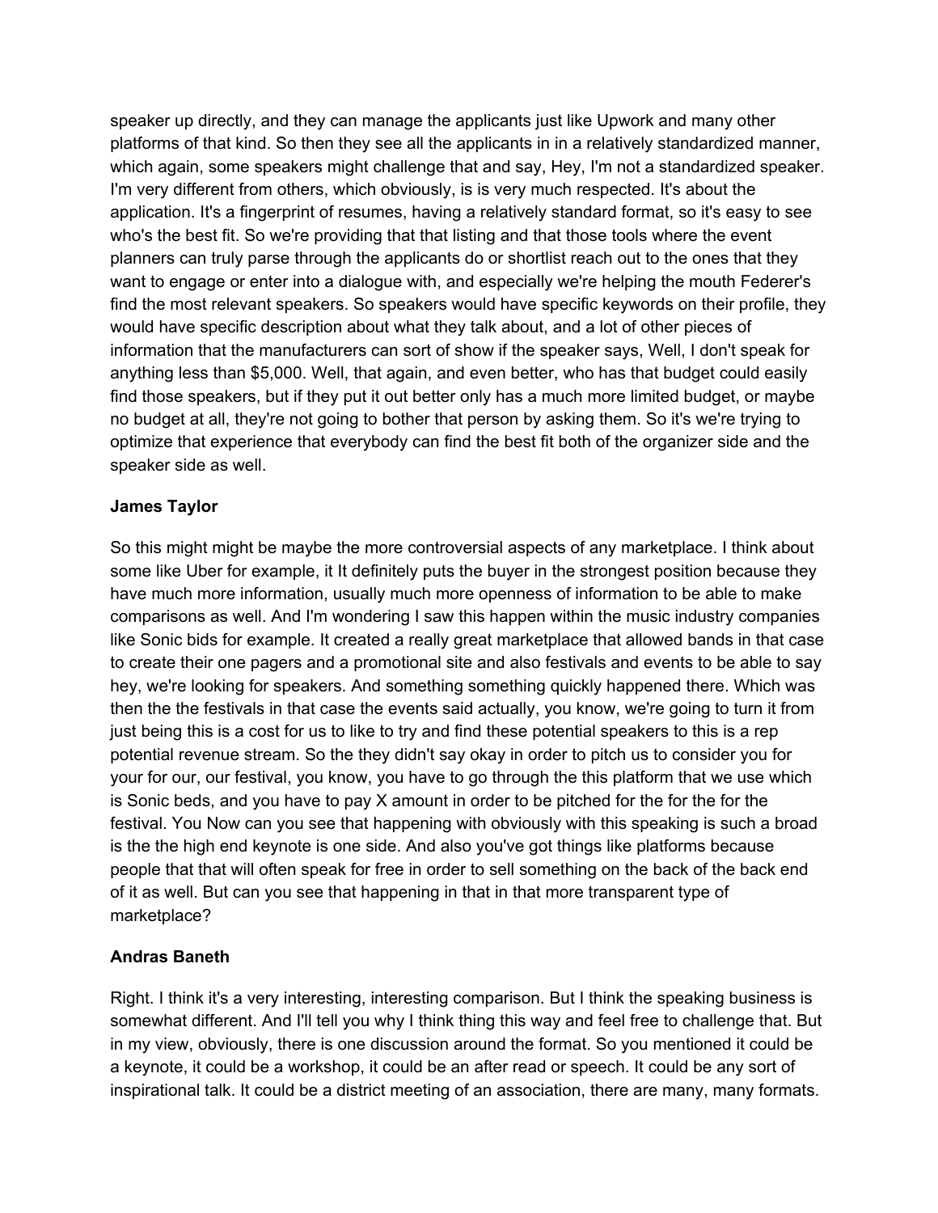speaker up directly, and they can manage the applicants just like Upwork and many other platforms of that kind. So then they see all the applicants in in a relatively standardized manner, which again, some speakers might challenge that and say, Hey, I'm not a standardized speaker. I'm very different from others, which obviously, is is very much respected. It's about the application. It's a fingerprint of resumes, having a relatively standard format, so it's easy to see who's the best fit. So we're providing that that listing and that those tools where the event planners can truly parse through the applicants do or shortlist reach out to the ones that they want to engage or enter into a dialogue with, and especially we're helping the mouth Federer's find the most relevant speakers. So speakers would have specific keywords on their profile, they would have specific description about what they talk about, and a lot of other pieces of information that the manufacturers can sort of show if the speaker says, Well, I don't speak for anything less than $5,000. Well, that again, and even better, who has that budget could easily find those speakers, but if they put it out better only has a much more limited budget, or maybe no budget at all, they're not going to bother that person by asking them. So it's we're trying to optimize that experience that everybody can find the best fit both of the organizer side and the speaker side as well.

**James Taylor**

So this might might be maybe the more controversial aspects of any marketplace. I think about some like Uber for example, it It definitely puts the buyer in the strongest position because they have much more information, usually much more openness of information to be able to make comparisons as well. And I'm wondering I saw this happen within the music industry companies like Sonic bids for example. It created a really great marketplace that allowed bands in that case to create their one pagers and a promotional site and also festivals and events to be able to say hey, we're looking for speakers. And something something quickly happened there. Which was then the the festivals in that case the events said actually, you know, we're going to turn it from just being this is a cost for us to like to try and find these potential speakers to this is a rep potential revenue stream. So the they didn't say okay in order to pitch us to consider you for your for our, our festival, you know, you have to go through the this platform that we use which is Sonic beds, and you have to pay X amount in order to be pitched for the for the for the festival. You Now can you see that happening with obviously with this speaking is such a broad is the the high end keynote is one side. And also you've got things like platforms because people that that will often speak for free in order to sell something on the back of the back end of it as well. But can you see that happening in that in that more transparent type of marketplace?

**Andras Baneth**

Right. I think it's a very interesting, interesting comparison. But I think the speaking business is somewhat different. And I'll tell you why I think thing this way and feel free to challenge that. But in my view, obviously, there is one discussion around the format. So you mentioned it could be a keynote, it could be a workshop, it could be an after read or speech. It could be any sort of inspirational talk. It could be a district meeting of an association, there are many, many formats.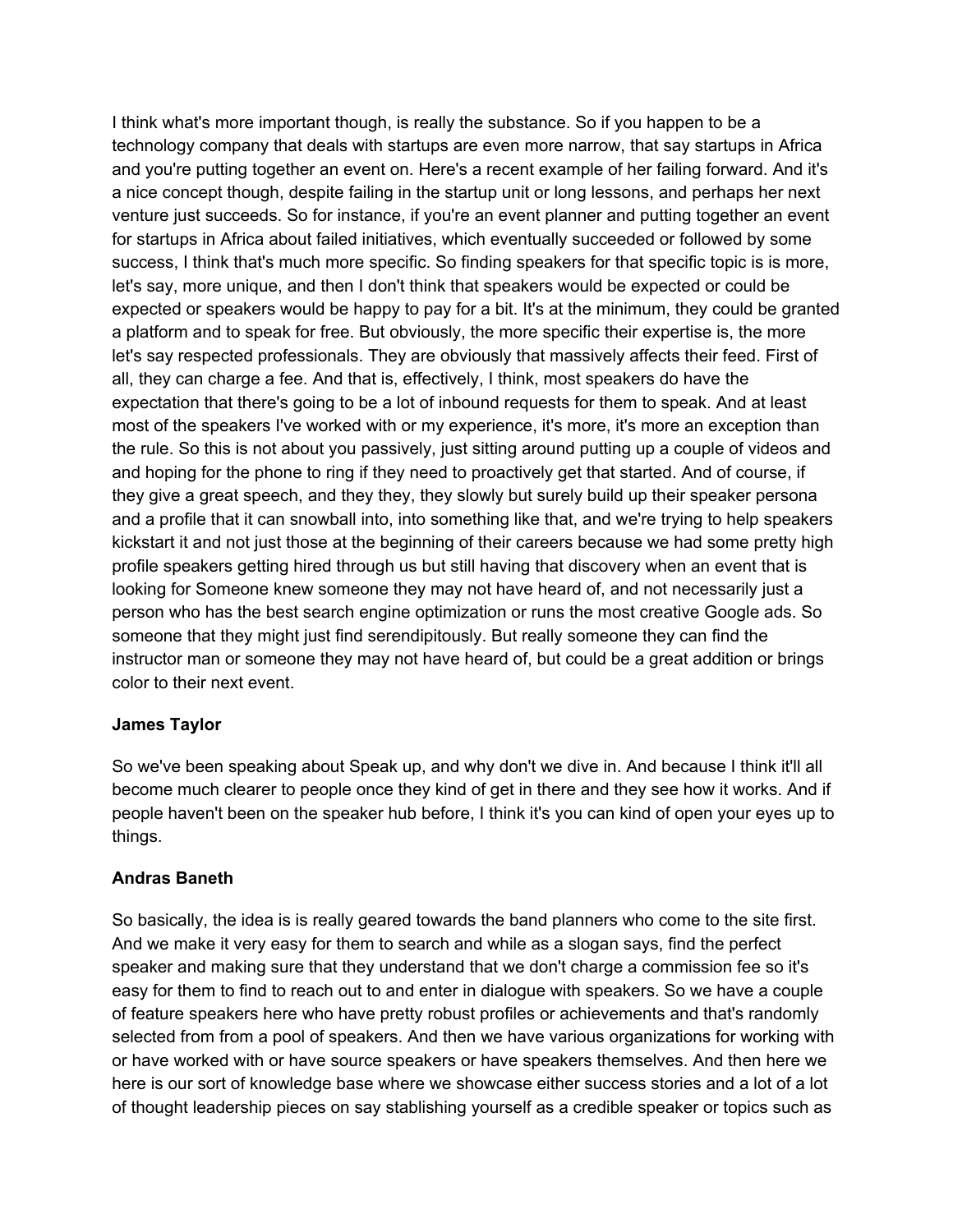I think what's more important though, is really the substance. So if you happen to be a technology company that deals with startups are even more narrow, that say startups in Africa and you're putting together an event on. Here's a recent example of her failing forward. And it's a nice concept though, despite failing in the startup unit or long lessons, and perhaps her next venture just succeeds. So for instance, if you're an event planner and putting together an event for startups in Africa about failed initiatives, which eventually succeeded or followed by some success, I think that's much more specific. So finding speakers for that specific topic is is more, let's say, more unique, and then I don't think that speakers would be expected or could be expected or speakers would be happy to pay for a bit. It's at the minimum, they could be granted a platform and to speak for free. But obviously, the more specific their expertise is, the more let's say respected professionals. They are obviously that massively affects their feed. First of all, they can charge a fee. And that is, effectively, I think, most speakers do have the expectation that there's going to be a lot of inbound requests for them to speak. And at least most of the speakers I've worked with or my experience, it's more, it's more an exception than the rule. So this is not about you passively, just sitting around putting up a couple of videos and and hoping for the phone to ring if they need to proactively get that started. And of course, if they give a great speech, and they they, they slowly but surely build up their speaker persona and a profile that it can snowball into, into something like that, and we're trying to help speakers kickstart it and not just those at the beginning of their careers because we had some pretty high profile speakers getting hired through us but still having that discovery when an event that is looking for Someone knew someone they may not have heard of, and not necessarily just a person who has the best search engine optimization or runs the most creative Google ads. So someone that they might just find serendipitously. But really someone they can find the instructor man or someone they may not have heard of, but could be a great addition or brings color to their next event.

**James Taylor**

So we've been speaking about Speak up, and why don't we dive in. And because I think it'll all become much clearer to people once they kind of get in there and they see how it works. And if people haven't been on the speaker hub before, I think it's you can kind of open your eyes up to things.

**Andras Baneth**

So basically, the idea is is really geared towards the band planners who come to the site first. And we make it very easy for them to search and while as a slogan says, find the perfect speaker and making sure that they understand that we don't charge a commission fee so it's easy for them to find to reach out to and enter in dialogue with speakers. So we have a couple of feature speakers here who have pretty robust profiles or achievements and that's randomly selected from from a pool of speakers. And then we have various organizations for working with or have worked with or have source speakers or have speakers themselves. And then here we here is our sort of knowledge base where we showcase either success stories and a lot of a lot of thought leadership pieces on say stablishing yourself as a credible speaker or topics such as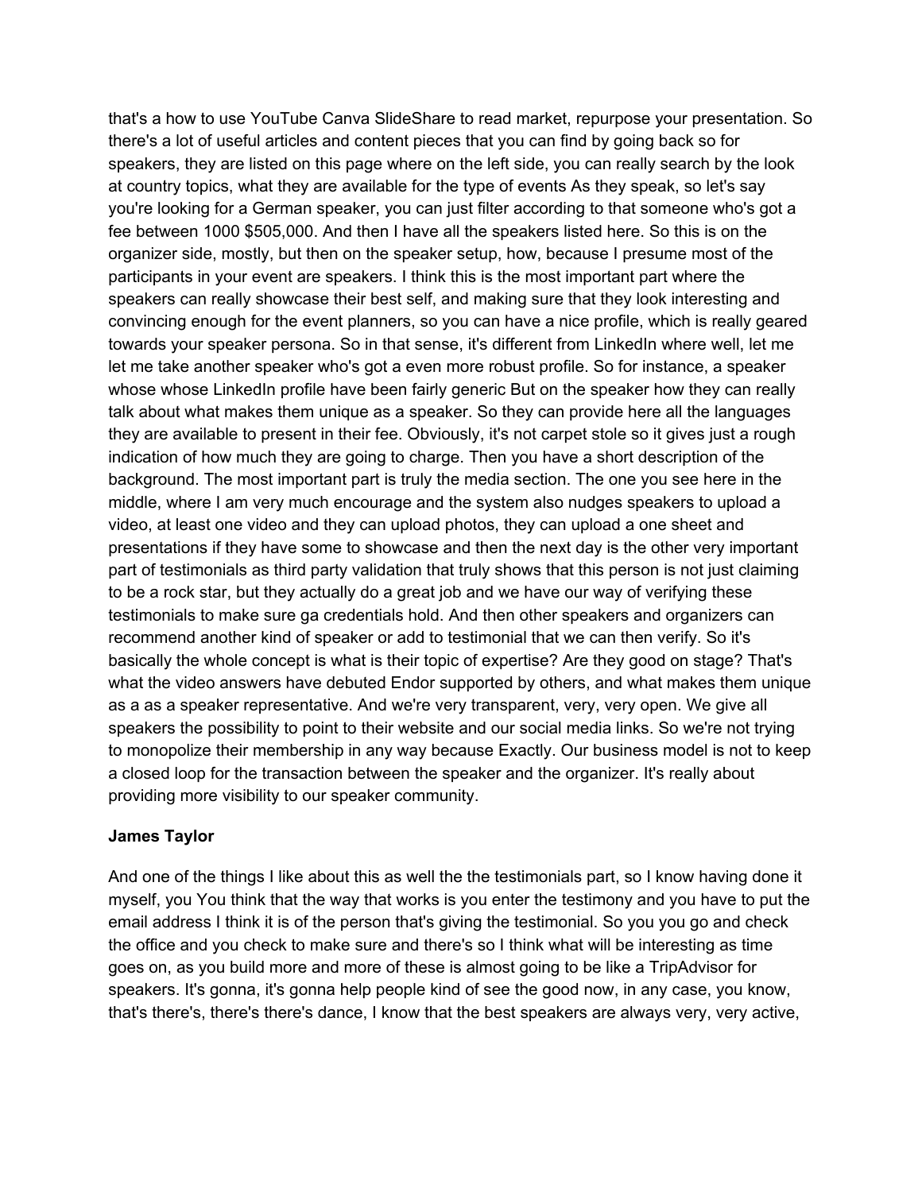that's a how to use YouTube Canva SlideShare to read market, repurpose your presentation. So there's a lot of useful articles and content pieces that you can find by going back so for speakers, they are listed on this page where on the left side, you can really search by the look at country topics, what they are available for the type of events As they speak, so let's say you're looking for a German speaker, you can just filter according to that someone who's got a fee between 1000 $505,000. And then I have all the speakers listed here. So this is on the organizer side, mostly, but then on the speaker setup, how, because I presume most of the participants in your event are speakers. I think this is the most important part where the speakers can really showcase their best self, and making sure that they look interesting and convincing enough for the event planners, so you can have a nice profile, which is really geared towards your speaker persona. So in that sense, it's different from LinkedIn where well, let me let me take another speaker who's got a even more robust profile. So for instance, a speaker whose whose LinkedIn profile have been fairly generic But on the speaker how they can really talk about what makes them unique as a speaker. So they can provide here all the languages they are available to present in their fee. Obviously, it's not carpet stole so it gives just a rough indication of how much they are going to charge. Then you have a short description of the background. The most important part is truly the media section. The one you see here in the middle, where I am very much encourage and the system also nudges speakers to upload a video, at least one video and they can upload photos, they can upload a one sheet and presentations if they have some to showcase and then the next day is the other very important part of testimonials as third party validation that truly shows that this person is not just claiming to be a rock star, but they actually do a great job and we have our way of verifying these testimonials to make sure ga credentials hold. And then other speakers and organizers can recommend another kind of speaker or add to testimonial that we can then verify. So it's basically the whole concept is what is their topic of expertise? Are they good on stage? That's what the video answers have debuted Endor supported by others, and what makes them unique as a as a speaker representative. And we're very transparent, very, very open. We give all speakers the possibility to point to their website and our social media links. So we're not trying to monopolize their membership in any way because Exactly. Our business model is not to keep a closed loop for the transaction between the speaker and the organizer. It's really about providing more visibility to our speaker community.

**James Taylor**

And one of the things I like about this as well the the testimonials part, so I know having done it myself, you You think that the way that works is you enter the testimony and you have to put the email address I think it is of the person that's giving the testimonial. So you you go and check the office and you check to make sure and there's so I think what will be interesting as time goes on, as you build more and more of these is almost going to be like a TripAdvisor for speakers. It's gonna, it's gonna help people kind of see the good now, in any case, you know, that's there's, there's there's dance, I know that the best speakers are always very, very active,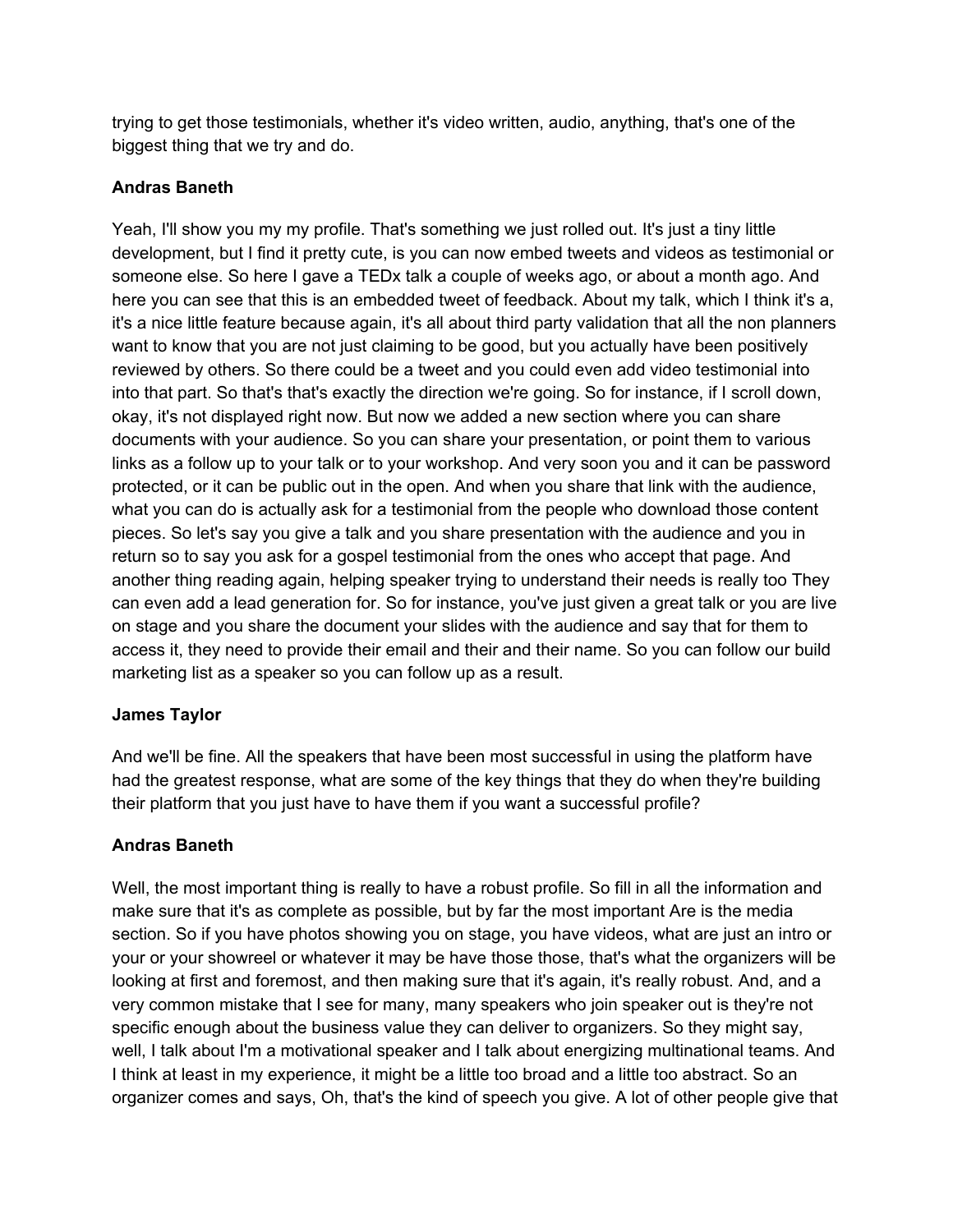trying to get those testimonials, whether it's video written, audio, anything, that's one of the biggest thing that we try and do.

**Andras Baneth**

Yeah, I'll show you my my profile. That's something we just rolled out. It's just a tiny little development, but I find it pretty cute, is you can now embed tweets and videos as testimonial or someone else. So here I gave a TEDx talk a couple of weeks ago, or about a month ago. And here you can see that this is an embedded tweet of feedback. About my talk, which I think it's a, it's a nice little feature because again, it's all about third party validation that all the non planners want to know that you are not just claiming to be good, but you actually have been positively reviewed by others. So there could be a tweet and you could even add video testimonial into into that part. So that's that's exactly the direction we're going. So for instance, if I scroll down, okay, it's not displayed right now. But now we added a new section where you can share documents with your audience. So you can share your presentation, or point them to various links as a follow up to your talk or to your workshop. And very soon you and it can be password protected, or it can be public out in the open. And when you share that link with the audience, what you can do is actually ask for a testimonial from the people who download those content pieces. So let's say you give a talk and you share presentation with the audience and you in return so to say you ask for a gospel testimonial from the ones who accept that page. And another thing reading again, helping speaker trying to understand their needs is really too They can even add a lead generation for. So for instance, you've just given a great talk or you are live on stage and you share the document your slides with the audience and say that for them to access it, they need to provide their email and their and their name. So you can follow our build marketing list as a speaker so you can follow up as a result.

**James Taylor**

And we'll be fine. All the speakers that have been most successful in using the platform have had the greatest response, what are some of the key things that they do when they're building their platform that you just have to have them if you want a successful profile?

**Andras Baneth**

Well, the most important thing is really to have a robust profile. So fill in all the information and make sure that it's as complete as possible, but by far the most important Are is the media section. So if you have photos showing you on stage, you have videos, what are just an intro or your or your showreel or whatever it may be have those those, that's what the organizers will be looking at first and foremost, and then making sure that it's again, it's really robust. And, and a very common mistake that I see for many, many speakers who join speaker out is they're not specific enough about the business value they can deliver to organizers. So they might say, well, I talk about I'm a motivational speaker and I talk about energizing multinational teams. And I think at least in my experience, it might be a little too broad and a little too abstract. So an organizer comes and says, Oh, that's the kind of speech you give. A lot of other people give that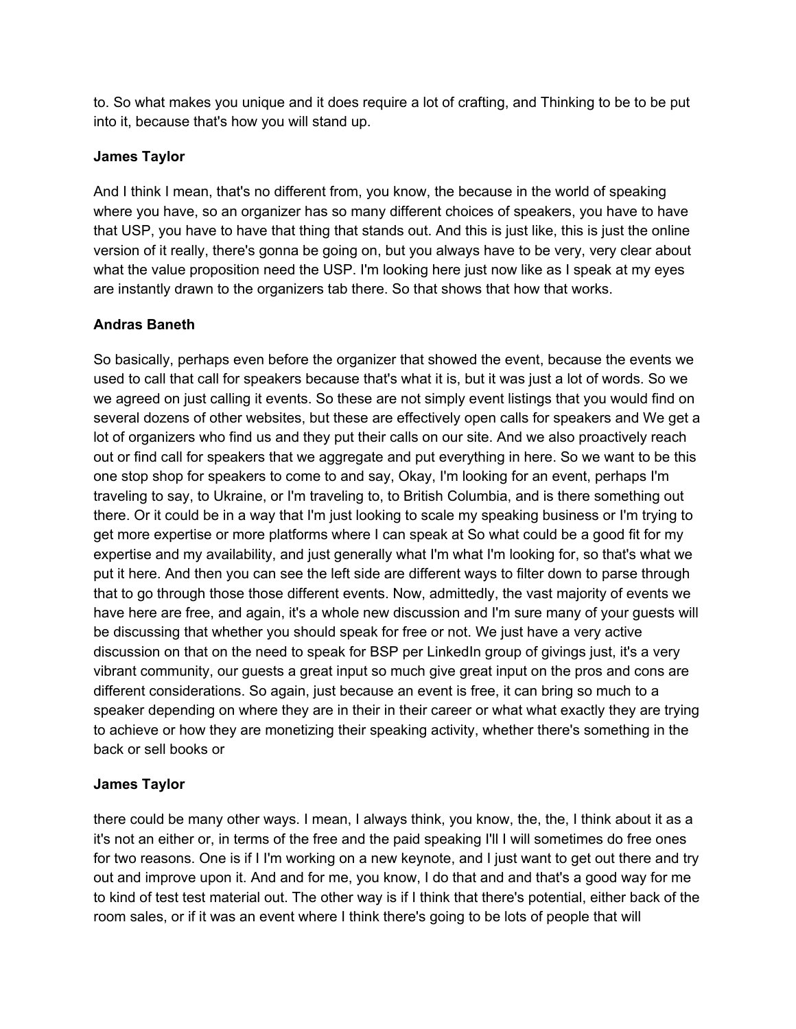to. So what makes you unique and it does require a lot of crafting, and Thinking to be to be put into it, because that's how you will stand up.

**James Taylor**

And I think I mean, that's no different from, you know, the because in the world of speaking where you have, so an organizer has so many different choices of speakers, you have to have that USP, you have to have that thing that stands out. And this is just like, this is just the online version of it really, there's gonna be going on, but you always have to be very, very clear about what the value proposition need the USP. I'm looking here just now like as I speak at my eyes are instantly drawn to the organizers tab there. So that shows that how that works.

**Andras Baneth**

So basically, perhaps even before the organizer that showed the event, because the events we used to call that call for speakers because that's what it is, but it was just a lot of words. So we we agreed on just calling it events. So these are not simply event listings that you would find on several dozens of other websites, but these are effectively open calls for speakers and We get a lot of organizers who find us and they put their calls on our site. And we also proactively reach out or find call for speakers that we aggregate and put everything in here. So we want to be this one stop shop for speakers to come to and say, Okay, I'm looking for an event, perhaps I'm traveling to say, to Ukraine, or I'm traveling to, to British Columbia, and is there something out there. Or it could be in a way that I'm just looking to scale my speaking business or I'm trying to get more expertise or more platforms where I can speak at So what could be a good fit for my expertise and my availability, and just generally what I'm what I'm looking for, so that's what we put it here. And then you can see the left side are different ways to filter down to parse through that to go through those those different events. Now, admittedly, the vast majority of events we have here are free, and again, it's a whole new discussion and I'm sure many of your guests will be discussing that whether you should speak for free or not. We just have a very active discussion on that on the need to speak for BSP per LinkedIn group of givings just, it's a very vibrant community, our guests a great input so much give great input on the pros and cons are different considerations. So again, just because an event is free, it can bring so much to a speaker depending on where they are in their in their career or what what exactly they are trying to achieve or how they are monetizing their speaking activity, whether there's something in the back or sell books or

**James Taylor**

there could be many other ways. I mean, I always think, you know, the, the, I think about it as a it's not an either or, in terms of the free and the paid speaking I'll I will sometimes do free ones for two reasons. One is if I I'm working on a new keynote, and I just want to get out there and try out and improve upon it. And and for me, you know, I do that and and that's a good way for me to kind of test test material out. The other way is if I think that there's potential, either back of the room sales, or if it was an event where I think there's going to be lots of people that will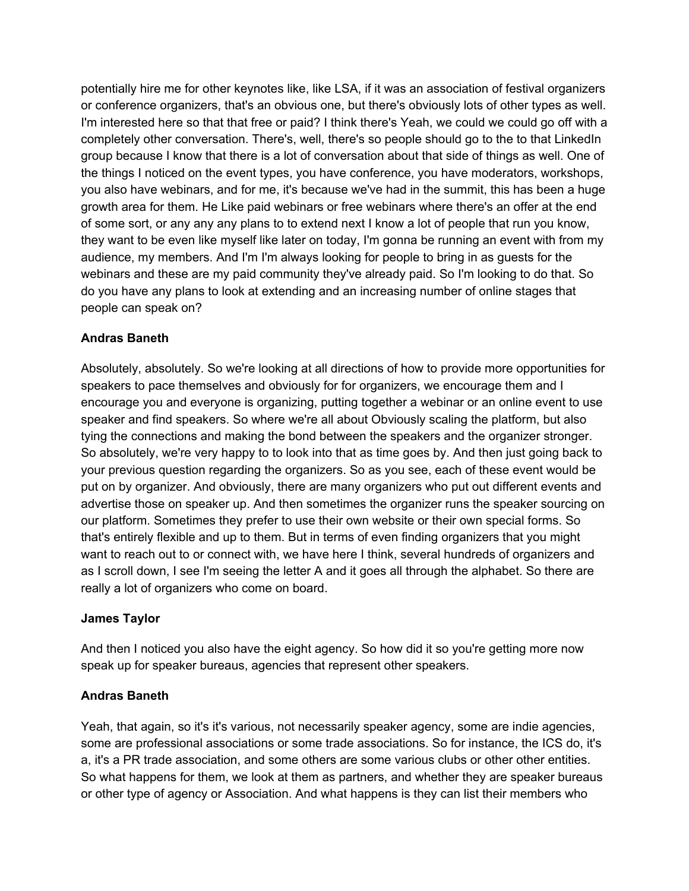potentially hire me for other keynotes like, like LSA, if it was an association of festival organizers or conference organizers, that's an obvious one, but there's obviously lots of other types as well. I'm interested here so that that free or paid? I think there's Yeah, we could we could go off with a completely other conversation. There's, well, there's so people should go to the to that LinkedIn group because I know that there is a lot of conversation about that side of things as well. One of the things I noticed on the event types, you have conference, you have moderators, workshops, you also have webinars, and for me, it's because we've had in the summit, this has been a huge growth area for them. He Like paid webinars or free webinars where there's an offer at the end of some sort, or any any any plans to to extend next I know a lot of people that run you know, they want to be even like myself like later on today, I'm gonna be running an event with from my audience, my members. And I'm I'm always looking for people to bring in as guests for the webinars and these are my paid community they've already paid. So I'm looking to do that. So do you have any plans to look at extending and an increasing number of online stages that people can speak on?

**Andras Baneth**

Absolutely, absolutely. So we're looking at all directions of how to provide more opportunities for speakers to pace themselves and obviously for for organizers, we encourage them and I encourage you and everyone is organizing, putting together a webinar or an online event to use speaker and find speakers. So where we're all about Obviously scaling the platform, but also tying the connections and making the bond between the speakers and the organizer stronger. So absolutely, we're very happy to to look into that as time goes by. And then just going back to your previous question regarding the organizers. So as you see, each of these event would be put on by organizer. And obviously, there are many organizers who put out different events and advertise those on speaker up. And then sometimes the organizer runs the speaker sourcing on our platform. Sometimes they prefer to use their own website or their own special forms. So that's entirely flexible and up to them. But in terms of even finding organizers that you might want to reach out to or connect with, we have here I think, several hundreds of organizers and as I scroll down, I see I'm seeing the letter A and it goes all through the alphabet. So there are really a lot of organizers who come on board.

**James Taylor**

And then I noticed you also have the eight agency. So how did it so you're getting more now speak up for speaker bureaus, agencies that represent other speakers.

**Andras Baneth**

Yeah, that again, so it's it's various, not necessarily speaker agency, some are indie agencies, some are professional associations or some trade associations. So for instance, the ICS do, it's a, it's a PR trade association, and some others are some various clubs or other other entities. So what happens for them, we look at them as partners, and whether they are speaker bureaus or other type of agency or Association. And what happens is they can list their members who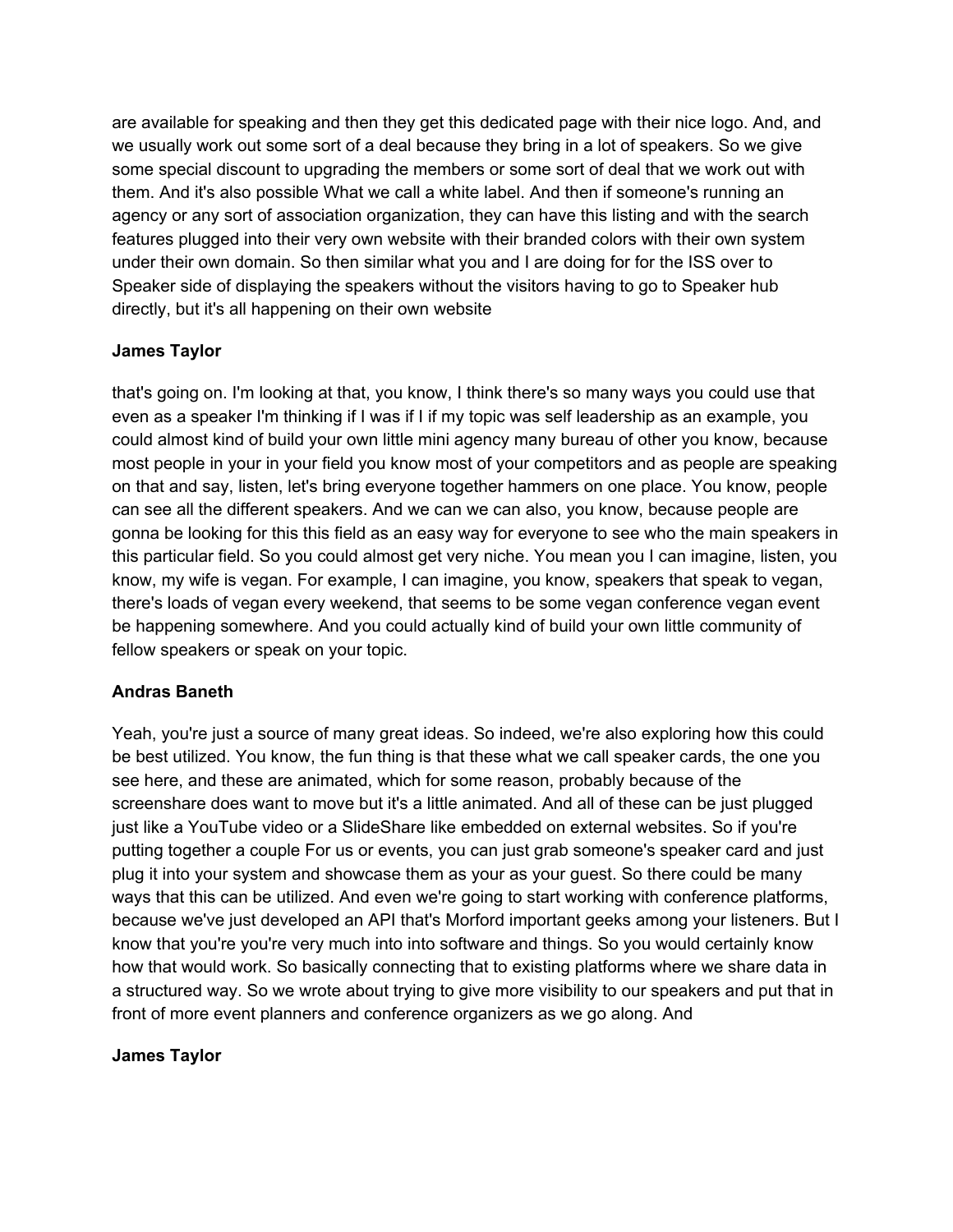are available for speaking and then they get this dedicated page with their nice logo. And, and we usually work out some sort of a deal because they bring in a lot of speakers. So we give some special discount to upgrading the members or some sort of deal that we work out with them. And it's also possible What we call a white label. And then if someone's running an agency or any sort of association organization, they can have this listing and with the search features plugged into their very own website with their branded colors with their own system under their own domain. So then similar what you and I are doing for for the ISS over to Speaker side of displaying the speakers without the visitors having to go to Speaker hub directly, but it's all happening on their own website

**James Taylor**

that's going on. I'm looking at that, you know, I think there's so many ways you could use that even as a speaker I'm thinking if I was if I if my topic was self leadership as an example, you could almost kind of build your own little mini agency many bureau of other you know, because most people in your in your field you know most of your competitors and as people are speaking on that and say, listen, let's bring everyone together hammers on one place. You know, people can see all the different speakers. And we can we can also, you know, because people are gonna be looking for this this field as an easy way for everyone to see who the main speakers in this particular field. So you could almost get very niche. You mean you I can imagine, listen, you know, my wife is vegan. For example, I can imagine, you know, speakers that speak to vegan, there's loads of vegan every weekend, that seems to be some vegan conference vegan event be happening somewhere. And you could actually kind of build your own little community of fellow speakers or speak on your topic.

**Andras Baneth**

Yeah, you're just a source of many great ideas. So indeed, we're also exploring how this could be best utilized. You know, the fun thing is that these what we call speaker cards, the one you see here, and these are animated, which for some reason, probably because of the screenshare does want to move but it's a little animated. And all of these can be just plugged just like a YouTube video or a SlideShare like embedded on external websites. So if you're putting together a couple For us or events, you can just grab someone's speaker card and just plug it into your system and showcase them as your as your guest. So there could be many ways that this can be utilized. And even we're going to start working with conference platforms, because we've just developed an API that's Morford important geeks among your listeners. But I know that you're you're very much into into software and things. So you would certainly know how that would work. So basically connecting that to existing platforms where we share data in a structured way. So we wrote about trying to give more visibility to our speakers and put that in front of more event planners and conference organizers as we go along. And

**James Taylor**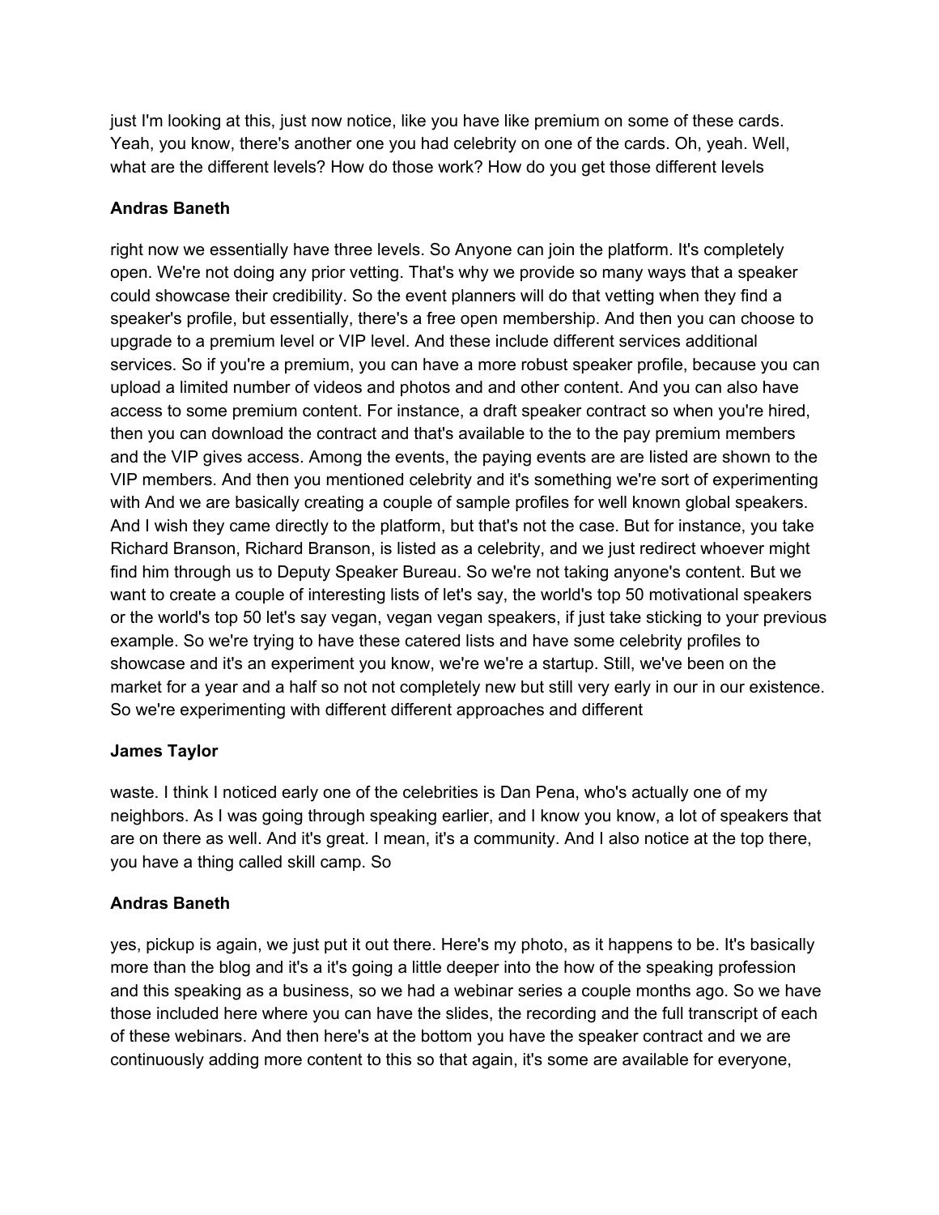just I'm looking at this, just now notice, like you have like premium on some of these cards. Yeah, you know, there's another one you had celebrity on one of the cards. Oh, yeah. Well, what are the different levels? How do those work? How do you get those different levels

**Andras Baneth**

right now we essentially have three levels. So Anyone can join the platform. It's completely open. We're not doing any prior vetting. That's why we provide so many ways that a speaker could showcase their credibility. So the event planners will do that vetting when they find a speaker's profile, but essentially, there's a free open membership. And then you can choose to upgrade to a premium level or VIP level. And these include different services additional services. So if you're a premium, you can have a more robust speaker profile, because you can upload a limited number of videos and photos and and other content. And you can also have access to some premium content. For instance, a draft speaker contract so when you're hired, then you can download the contract and that's available to the to the pay premium members and the VIP gives access. Among the events, the paying events are are listed are shown to the VIP members. And then you mentioned celebrity and it's something we're sort of experimenting with And we are basically creating a couple of sample profiles for well known global speakers. And I wish they came directly to the platform, but that's not the case. But for instance, you take Richard Branson, Richard Branson, is listed as a celebrity, and we just redirect whoever might find him through us to Deputy Speaker Bureau. So we're not taking anyone's content. But we want to create a couple of interesting lists of let's say, the world's top 50 motivational speakers or the world's top 50 let's say vegan, vegan vegan speakers, if just take sticking to your previous example. So we're trying to have these catered lists and have some celebrity profiles to showcase and it's an experiment you know, we're we're a startup. Still, we've been on the market for a year and a half so not not completely new but still very early in our in our existence. So we're experimenting with different different approaches and different

**James Taylor**

waste. I think I noticed early one of the celebrities is Dan Pena, who's actually one of my neighbors. As I was going through speaking earlier, and I know you know, a lot of speakers that are on there as well. And it's great. I mean, it's a community. And I also notice at the top there, you have a thing called skill camp. So

**Andras Baneth**

yes, pickup is again, we just put it out there. Here's my photo, as it happens to be. It's basically more than the blog and it's a it's going a little deeper into the how of the speaking profession and this speaking as a business, so we had a webinar series a couple months ago. So we have those included here where you can have the slides, the recording and the full transcript of each of these webinars. And then here's at the bottom you have the speaker contract and we are continuously adding more content to this so that again, it's some are available for everyone,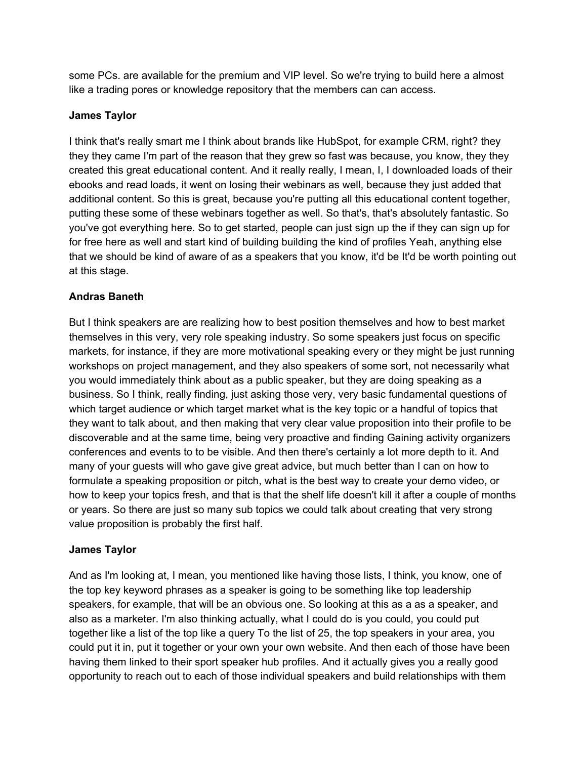some PCs. are available for the premium and VIP level. So we're trying to build here a almost like a trading pores or knowledge repository that the members can can access.

**James Taylor**

I think that's really smart me I think about brands like HubSpot, for example CRM, right? they they they came I'm part of the reason that they grew so fast was because, you know, they they created this great educational content. And it really really, I mean, I, I downloaded loads of their ebooks and read loads, it went on losing their webinars as well, because they just added that additional content. So this is great, because you're putting all this educational content together, putting these some of these webinars together as well. So that's, that's absolutely fantastic. So you've got everything here. So to get started, people can just sign up the if they can sign up for for free here as well and start kind of building building the kind of profiles Yeah, anything else that we should be kind of aware of as a speakers that you know, it'd be It'd be worth pointing out at this stage.

**Andras Baneth**

But I think speakers are are realizing how to best position themselves and how to best market themselves in this very, very role speaking industry. So some speakers just focus on specific markets, for instance, if they are more motivational speaking every or they might be just running workshops on project management, and they also speakers of some sort, not necessarily what you would immediately think about as a public speaker, but they are doing speaking as a business. So I think, really finding, just asking those very, very basic fundamental questions of which target audience or which target market what is the key topic or a handful of topics that they want to talk about, and then making that very clear value proposition into their profile to be discoverable and at the same time, being very proactive and finding Gaining activity organizers conferences and events to to be visible. And then there's certainly a lot more depth to it. And many of your guests will who gave give great advice, but much better than I can on how to formulate a speaking proposition or pitch, what is the best way to create your demo video, or how to keep your topics fresh, and that is that the shelf life doesn't kill it after a couple of months or years. So there are just so many sub topics we could talk about creating that very strong value proposition is probably the first half.

**James Taylor**

And as I'm looking at, I mean, you mentioned like having those lists, I think, you know, one of the top key keyword phrases as a speaker is going to be something like top leadership speakers, for example, that will be an obvious one. So looking at this as a as a speaker, and also as a marketer. I'm also thinking actually, what I could do is you could, you could put together like a list of the top like a query To the list of 25, the top speakers in your area, you could put it in, put it together or your own your own website. And then each of those have been having them linked to their sport speaker hub profiles. And it actually gives you a really good opportunity to reach out to each of those individual speakers and build relationships with them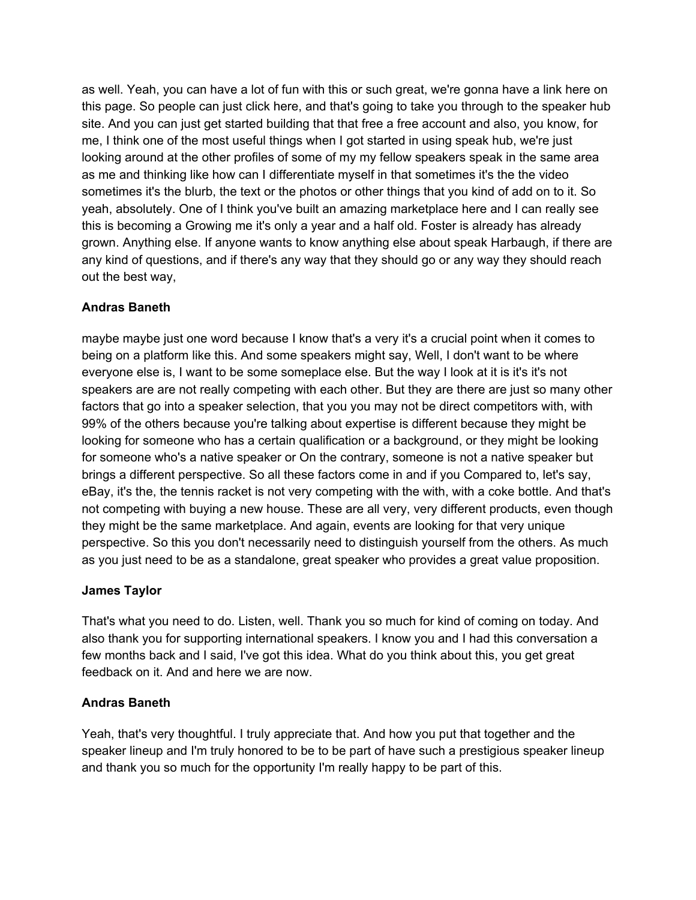as well. Yeah, you can have a lot of fun with this or such great, we're gonna have a link here on this page. So people can just click here, and that's going to take you through to the speaker hub site. And you can just get started building that that free a free account and also, you know, for me, I think one of the most useful things when I got started in using speak hub, we're just looking around at the other profiles of some of my my fellow speakers speak in the same area as me and thinking like how can I differentiate myself in that sometimes it's the the video sometimes it's the blurb, the text or the photos or other things that you kind of add on to it. So yeah, absolutely. One of I think you've built an amazing marketplace here and I can really see this is becoming a Growing me it's only a year and a half old. Foster is already has already grown. Anything else. If anyone wants to know anything else about speak Harbaugh, if there are any kind of questions, and if there's any way that they should go or any way they should reach out the best way,

**Andras Baneth**

maybe maybe just one word because I know that's a very it's a crucial point when it comes to being on a platform like this. And some speakers might say, Well, I don't want to be where everyone else is, I want to be some someplace else. But the way I look at it is it's it's not speakers are are not really competing with each other. But they are there are just so many other factors that go into a speaker selection, that you you may not be direct competitors with, with 99% of the others because you're talking about expertise is different because they might be looking for someone who has a certain qualification or a background, or they might be looking for someone who's a native speaker or On the contrary, someone is not a native speaker but brings a different perspective. So all these factors come in and if you Compared to, let's say, eBay, it's the, the tennis racket is not very competing with the with, with a coke bottle. And that's not competing with buying a new house. These are all very, very different products, even though they might be the same marketplace. And again, events are looking for that very unique perspective. So this you don't necessarily need to distinguish yourself from the others. As much as you just need to be as a standalone, great speaker who provides a great value proposition.

**James Taylor**

That's what you need to do. Listen, well. Thank you so much for kind of coming on today. And also thank you for supporting international speakers. I know you and I had this conversation a few months back and I said, I've got this idea. What do you think about this, you get great feedback on it. And and here we are now.

**Andras Baneth**

Yeah, that's very thoughtful. I truly appreciate that. And how you put that together and the speaker lineup and I'm truly honored to be to be part of have such a prestigious speaker lineup and thank you so much for the opportunity I'm really happy to be part of this.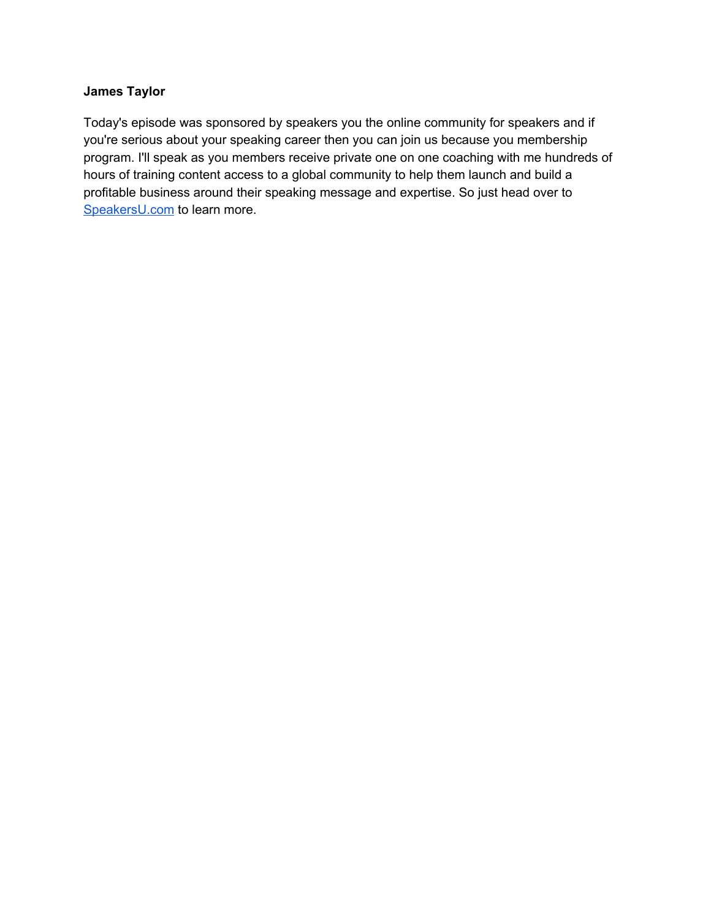**James Taylor**

Today's episode was sponsored by speakers you the online community for speakers and if you're serious about your speaking career then you can join us because you membership program. I'll speak as you members receive private one on one coaching with me hundreds of hours of training content access to a global community to help them launch and build a profitable business around their speaking message and expertise. So just head over to [SpeakersU.com](http://SpeakersU.com) to learn more.